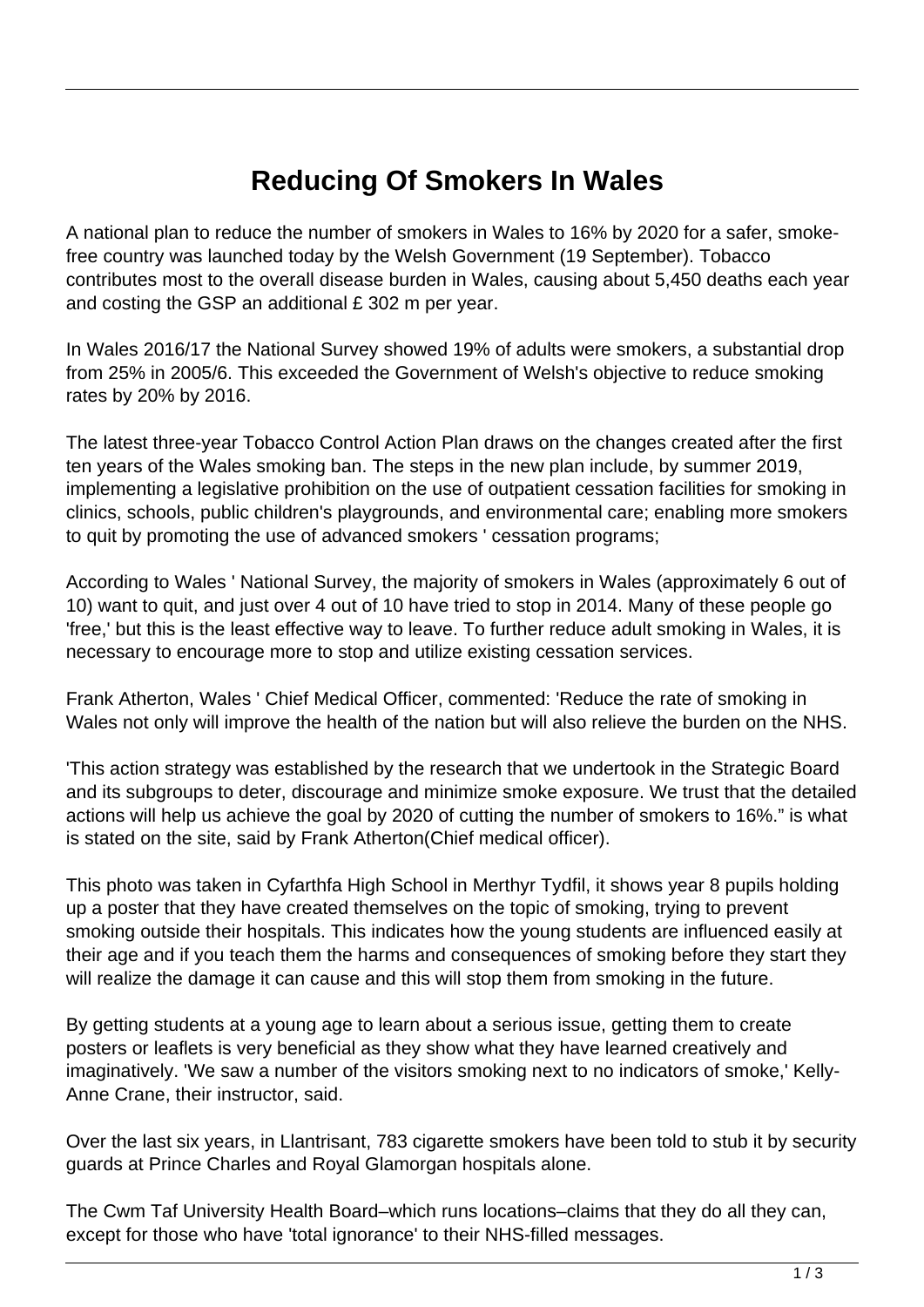# Reducing Of Smokers In Wales

A national plan to reduce the number of smokers in Wales to 16% by 2020 for a safer, smoke-free country was launched today by the Welsh Government (19 September). Tobacco contributes most to the overall disease burden in Wales, causing about 5,450 deaths each year and costing the GSP an additional £ 302 m per year.

In Wales 2016/17 the National Survey showed 19% of adults were smokers, a substantial drop from 25% in 2005/6. This exceeded the Government of Welsh's objective to reduce smoking rates by 20% by 2016.

The latest three-year Tobacco Control Action Plan draws on the changes created after the first ten years of the Wales smoking ban. The steps in the new plan include, by summer 2019, implementing a legislative prohibition on the use of outpatient cessation facilities for smoking in clinics, schools, public children's playgrounds, and environmental care; enabling more smokers to quit by promoting the use of advanced smokers ' cessation programs;

According to Wales ' National Survey, the majority of smokers in Wales (approximately 6 out of 10) want to quit, and just over 4 out of 10 have tried to stop in 2014. Many of these people go 'free,' but this is the least effective way to leave. To further reduce adult smoking in Wales, it is necessary to encourage more to stop and utilize existing cessation services.

Frank Atherton, Wales ' Chief Medical Officer, commented: 'Reduce the rate of smoking in Wales not only will improve the health of the nation but will also relieve the burden on the NHS.

'This action strategy was established by the research that we undertook in the Strategic Board and its subgroups to deter, discourage and minimize smoke exposure. We trust that the detailed actions will help us achieve the goal by 2020 of cutting the number of smokers to 16%." is what is stated on the site, said by Frank Atherton(Chief medical officer).

This photo was taken in Cyfarthfa High School in Merthyr Tydfil, it shows year 8 pupils holding up a poster that they have created themselves on the topic of smoking, trying to prevent smoking outside their hospitals. This indicates how the young students are influenced easily at their age and if you teach them the harms and consequences of smoking before they start they will realize the damage it can cause and this will stop them from smoking in the future.

By getting students at a young age to learn about a serious issue, getting them to create posters or leaflets is very beneficial as they show what they have learned creatively and imaginatively. 'We saw a number of the visitors smoking next to no indicators of smoke,' Kelly-Anne Crane, their instructor, said.

Over the last six years, in Llantrisant, 783 cigarette smokers have been told to stub it by security guards at Prince Charles and Royal Glamorgan hospitals alone.

The Cwm Taf University Health Board–which runs locations–claims that they do all they can, except for those who have 'total ignorance' to their NHS-filled messages.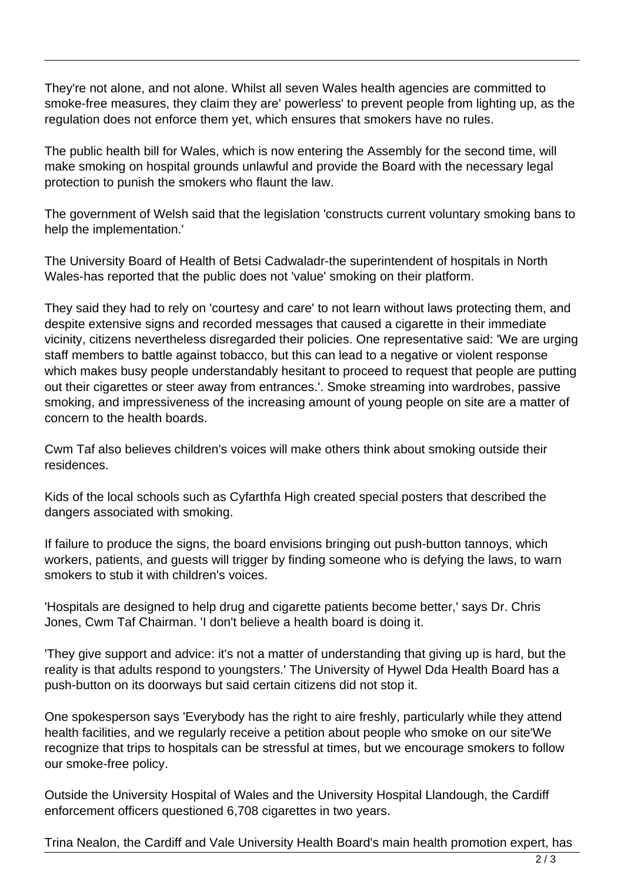They're not alone, and not alone. Whilst all seven Wales health agencies are committed to smoke-free measures, they claim they are' powerless' to prevent people from lighting up, as the regulation does not enforce them yet, which ensures that smokers have no rules.

The public health bill for Wales, which is now entering the Assembly for the second time, will make smoking on hospital grounds unlawful and provide the Board with the necessary legal protection to punish the smokers who flaunt the law.

The government of Welsh said that the legislation 'constructs current voluntary smoking bans to help the implementation.'

The University Board of Health of Betsi Cadwaladr-the superintendent of hospitals in North Wales-has reported that the public does not 'value' smoking on their platform.

They said they had to rely on 'courtesy and care' to not learn without laws protecting them, and despite extensive signs and recorded messages that caused a cigarette in their immediate vicinity, citizens nevertheless disregarded their policies. One representative said: 'We are urging staff members to battle against tobacco, but this can lead to a negative or violent response which makes busy people understandably hesitant to proceed to request that people are putting out their cigarettes or steer away from entrances.'. Smoke streaming into wardrobes, passive smoking, and impressiveness of the increasing amount of young people on site are a matter of concern to the health boards.

Cwm Taf also believes children's voices will make others think about smoking outside their residences.

Kids of the local schools such as Cyfarthfa High created special posters that described the dangers associated with smoking.

If failure to produce the signs, the board envisions bringing out push-button tannoys, which workers, patients, and guests will trigger by finding someone who is defying the laws, to warn smokers to stub it with children's voices.

'Hospitals are designed to help drug and cigarette patients become better,' says Dr. Chris Jones, Cwm Taf Chairman. 'I don't believe a health board is doing it.

'They give support and advice: it's not a matter of understanding that giving up is hard, but the reality is that adults respond to youngsters.' The University of Hywel Dda Health Board has a push-button on its doorways but said certain citizens did not stop it.

One spokesperson says 'Everybody has the right to aire freshly, particularly while they attend health facilities, and we regularly receive a petition about people who smoke on our site'We recognize that trips to hospitals can be stressful at times, but we encourage smokers to follow our smoke-free policy.

Outside the University Hospital of Wales and the University Hospital Llandough, the Cardiff enforcement officers questioned 6,708 cigarettes in two years.

Trina Nealon, the Cardiff and Vale University Health Board's main health promotion expert, has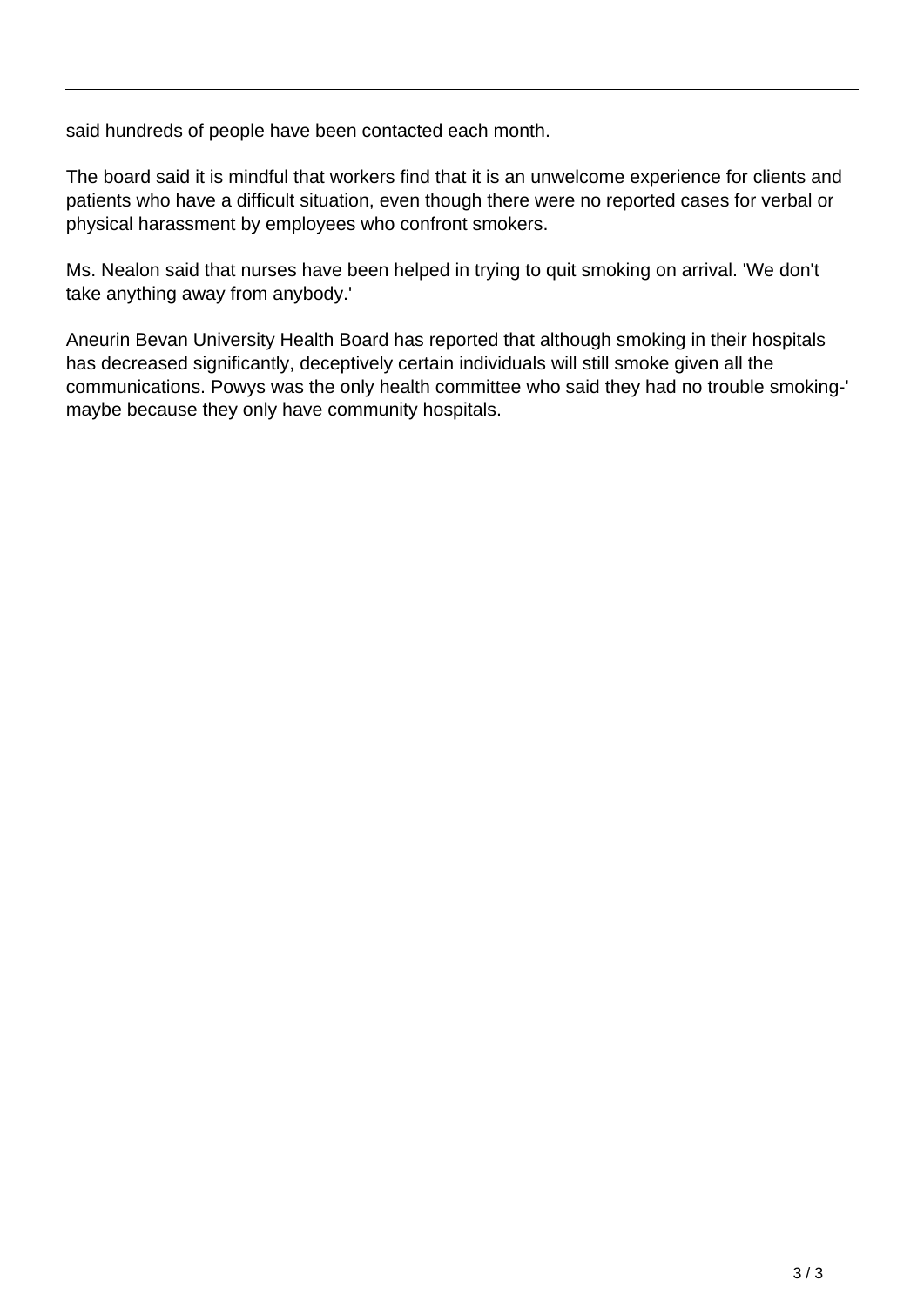said hundreds of people have been contacted each month.

The board said it is mindful that workers find that it is an unwelcome experience for clients and patients who have a difficult situation, even though there were no reported cases for verbal or physical harassment by employees who confront smokers.

Ms. Nealon said that nurses have been helped in trying to quit smoking on arrival. 'We don't take anything away from anybody.'

Aneurin Bevan University Health Board has reported that although smoking in their hospitals has decreased significantly, deceptively certain individuals will still smoke given all the communications. Powys was the only health committee who said they had no trouble smoking-' maybe because they only have community hospitals.